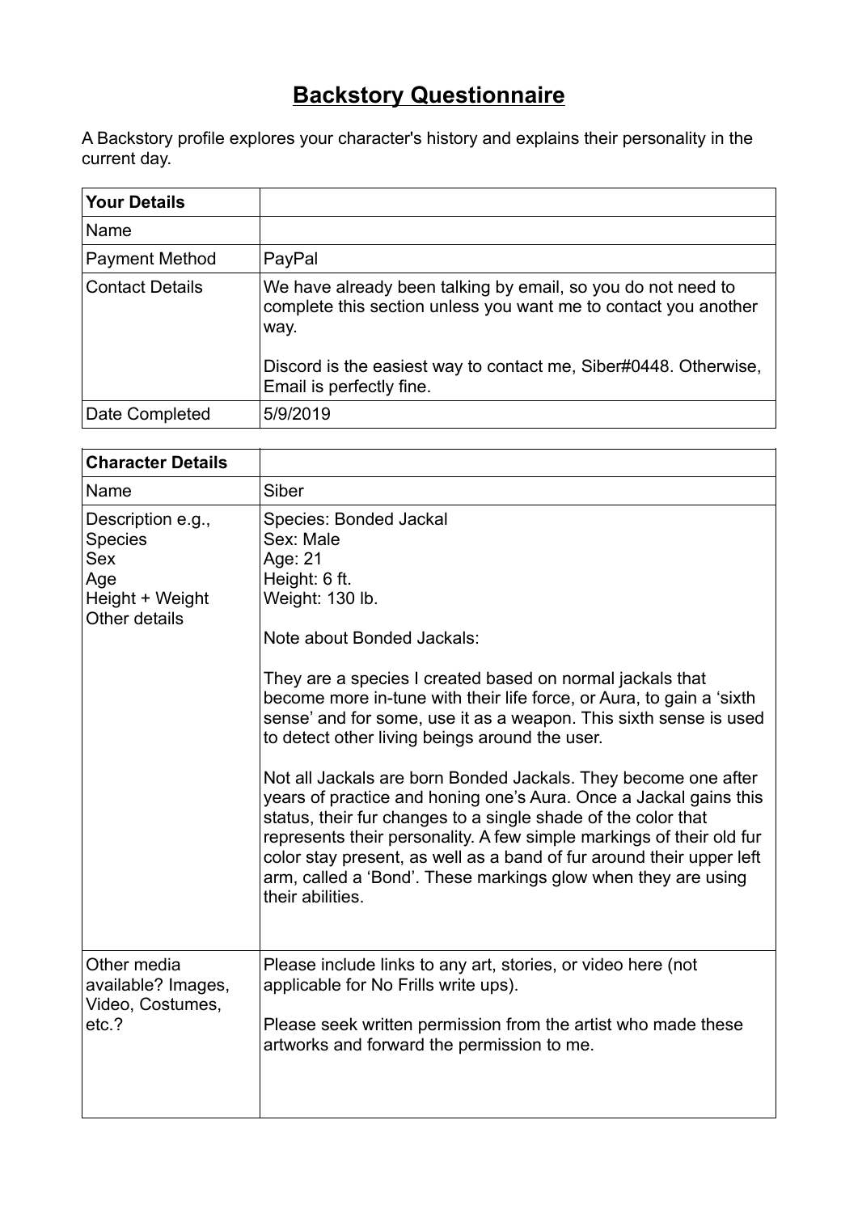# Backstory Questionnaire

A Backstory profile explores your character's history and explains their personality in the current day.

| Your Details | |
|---|---|
| Name | |
| Payment Method | PayPal |
| Contact Details | We have already been talking by email, so you do not need to complete this section unless you want me to contact you another way.<br><br>Discord is the easiest way to contact me, Siber#0448. Otherwise, Email is perfectly fine. |
| Date Completed | 5/9/2019 |

| Character Details | |
|---|---|
| Name | Siber |
| Description e.g.,<br>Species<br>Sex<br>Age<br>Height + Weight<br>Other details | Species: Bonded Jackal<br>Sex: Male<br>Age: 21<br>Height: 6 ft.<br>Weight: 130 lb.<br><br>Note about Bonded Jackals:<br><br>They are a species I created based on normal jackals that become more in-tune with their life force, or Aura, to gain a 'sixth sense' and for some, use it as a weapon. This sixth sense is used to detect other living beings around the user.<br><br>Not all Jackals are born Bonded Jackals. They become one after years of practice and honing one's Aura. Once a Jackal gains this status, their fur changes to a single shade of the color that represents their personality. A few simple markings of their old fur color stay present, as well as a band of fur around their upper left arm, called a 'Bond'. These markings glow when they are using their abilities. |
| Other media available? Images, Video, Costumes, etc.? | Please include links to any art, stories, or video here (not applicable for No Frills write ups).<br><br>Please seek written permission from the artist who made these artworks and forward the permission to me. |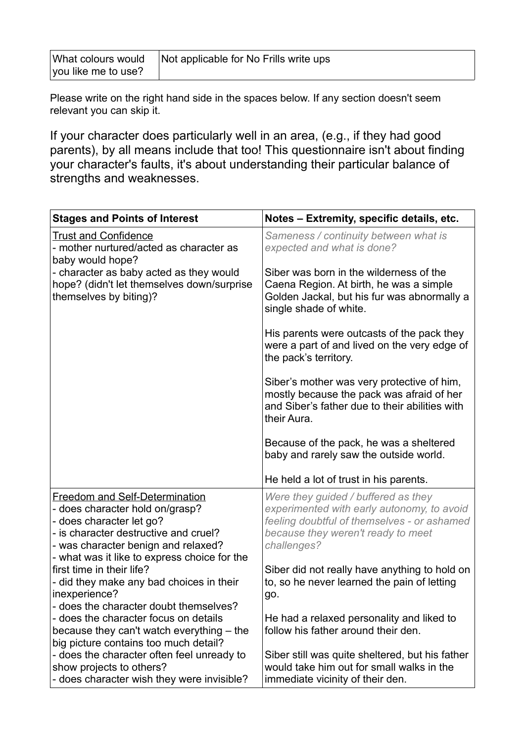| What colours would you like me to use? | Not applicable for No Frills write ups |
| --- | --- |

Please write on the right hand side in the spaces below. If any section doesn't seem relevant you can skip it.

If your character does particularly well in an area, (e.g., if they had good parents), by all means include that too! This questionnaire isn't about finding your character's faults, it's about understanding their particular balance of strengths and weaknesses.

| **Stages and Points of Interest** | **Notes – Extremity, specific details, etc.** |
| --- | --- |
| <u>Trust and Confidence</u><br>- mother nurtured/acted as character as baby would hope?<br>- character as baby acted as they would hope? (didn't let themselves down/surprise themselves by biting)? | *Sameness / continuity between what is expected and what is done?*<br><br>Siber was born in the wilderness of the Caena Region. At birth, he was a simple Golden Jackal, but his fur was abnormally a single shade of white.<br><br>His parents were outcasts of the pack they were a part of and lived on the very edge of the pack's territory.<br><br>Siber's mother was very protective of him, mostly because the pack was afraid of her and Siber's father due to their abilities with their Aura.<br><br>Because of the pack, he was a sheltered baby and rarely saw the outside world.<br><br>He held a lot of trust in his parents. |
| <u>Freedom and Self-Determination</u><br>- does character hold on/grasp?<br>- does character let go?<br>- is character destructive and cruel?<br>- was character benign and relaxed?<br>- what was it like to express choice for the first time in their life?<br>- did they make any bad choices in their inexperience?<br>- does the character doubt themselves?<br>- does the character focus on details because they can't watch everything – the big picture contains too much detail?<br>- does the character often feel unready to show projects to others?<br>- does character wish they were invisible? | *Were they guided / buffered as they experimented with early autonomy, to avoid feeling doubtful of themselves - or ashamed because they weren't ready to meet challenges?*<br><br>Siber did not really have anything to hold on to, so he never learned the pain of letting go.<br><br>He had a relaxed personality and liked to follow his father around their den.<br><br>Siber still was quite sheltered, but his father would take him out for small walks in the immediate vicinity of their den. |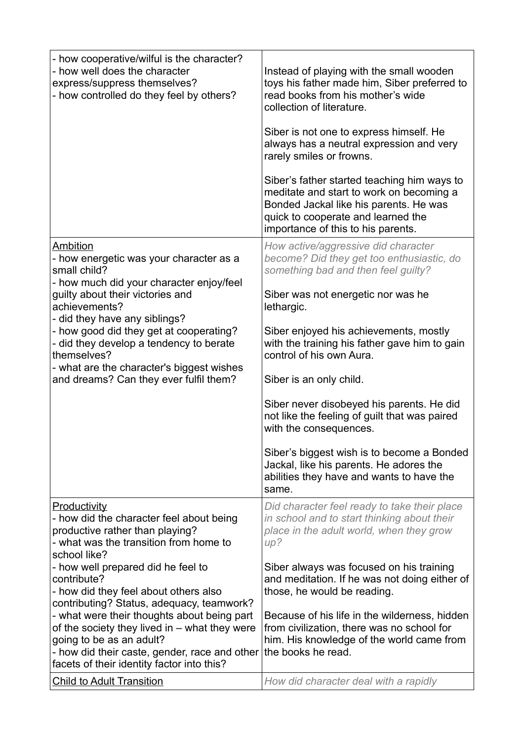| | |
|---|---|
| - how cooperative/wilful is the character?<br>- how well does the character express/suppress themselves?<br>- how controlled do they feel by others? | Instead of playing with the small wooden toys his father made him, Siber preferred to read books from his mother's wide collection of literature.<br><br>Siber is not one to express himself. He always has a neutral expression and very rarely smiles or frowns.<br><br>Siber's father started teaching him ways to meditate and start to work on becoming a Bonded Jackal like his parents. He was quick to cooperate and learned the importance of this to his parents. |
| <u>Ambition</u><br>- how energetic was your character as a small child?<br>- how much did your character enjoy/feel guilty about their victories and achievements?<br>- did they have any siblings?<br>- how good did they get at cooperating?<br>- did they develop a tendency to berate themselves?<br>- what are the character's biggest wishes and dreams? Can they ever fulfil them? | *How active/aggressive did character become? Did they get too enthusiastic, do something bad and then feel guilty?*<br><br>Siber was not energetic nor was he lethargic.<br><br>Siber enjoyed his achievements, mostly with the training his father gave him to gain control of his own Aura.<br><br>Siber is an only child.<br><br>Siber never disobeyed his parents. He did not like the feeling of guilt that was paired with the consequences.<br><br>Siber's biggest wish is to become a Bonded Jackal, like his parents. He adores the abilities they have and wants to have the same. |
| <u>Productivity</u><br>- how did the character feel about being productive rather than playing?<br>- what was the transition from home to school like?<br>- how well prepared did he feel to contribute?<br>- how did they feel about others also contributing? Status, adequacy, teamwork?<br>- what were their thoughts about being part of the society they lived in – what they were going to be as an adult?<br>- how did their caste, gender, race and other facets of their identity factor into this? | *Did character feel ready to take their place in school and to start thinking about their place in the adult world, when they grow up?*<br><br>Siber always was focused on his training and meditation. If he was not doing either of those, he would be reading.<br><br>Because of his life in the wilderness, hidden from civilization, there was no school for him. His knowledge of the world came from the books he read. |
| <u>Child to Adult Transition</u> | *How did character deal with a rapidly* |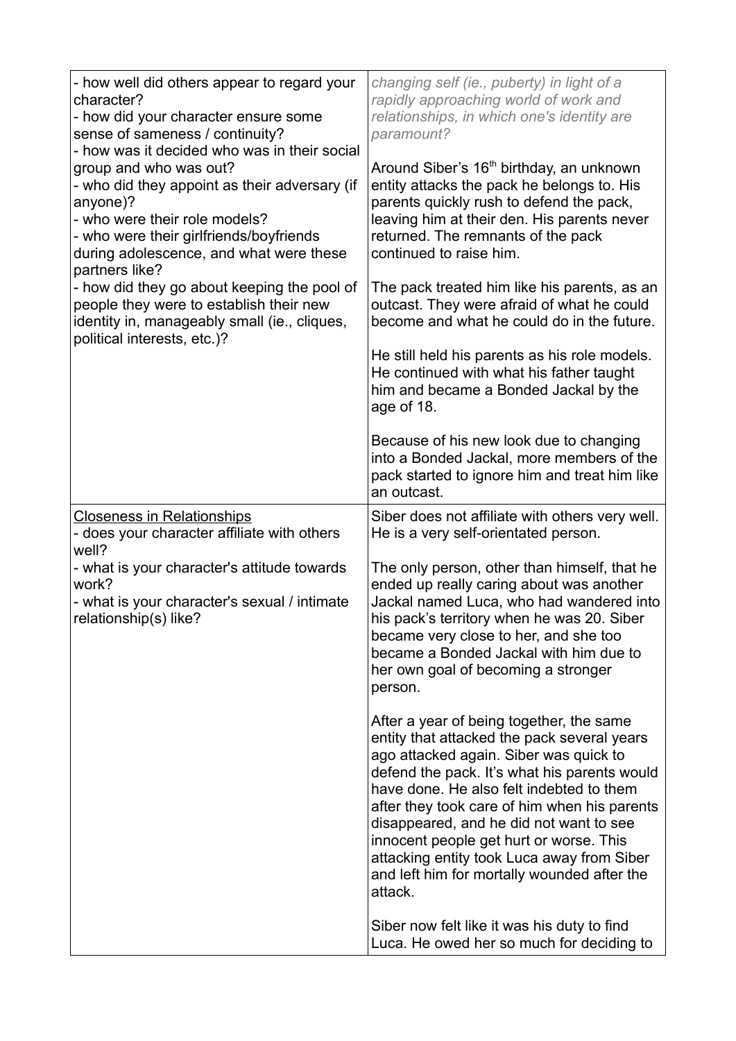| | |
|---|---|
| - how well did others appear to regard your character?<br>- how did your character ensure some sense of sameness / continuity?<br>- how was it decided who was in their social group and who was out?<br>- who did they appoint as their adversary (if anyone)?<br>- who were their role models?<br>- who were their girlfriends/boyfriends during adolescence, and what were these partners like?<br>- how did they go about keeping the pool of people they were to establish their new identity in, manageably small (ie., cliques, political interests, etc.)? | *changing self (ie., puberty) in light of a rapidly approaching world of work and relationships, in which one's identity are paramount?*<br><br>Around Siber's 16th birthday, an unknown entity attacks the pack he belongs to. His parents quickly rush to defend the pack, leaving him at their den. His parents never returned. The remnants of the pack continued to raise him.<br><br>The pack treated him like his parents, as an outcast. They were afraid of what he could become and what he could do in the future.<br><br>He still held his parents as his role models. He continued with what his father taught him and became a Bonded Jackal by the age of 18.<br><br>Because of his new look due to changing into a Bonded Jackal, more members of the pack started to ignore him and treat him like an outcast. |
| <u>Closeness in Relationships</u><br>- does your character affiliate with others well?<br>- what is your character's attitude towards work?<br>- what is your character's sexual / intimate relationship(s) like? | Siber does not affiliate with others very well. He is a very self-orientated person.<br><br>The only person, other than himself, that he ended up really caring about was another Jackal named Luca, who had wandered into his pack's territory when he was 20. Siber became very close to her, and she too became a Bonded Jackal with him due to her own goal of becoming a stronger person.<br><br>After a year of being together, the same entity that attacked the pack several years ago attacked again. Siber was quick to defend the pack. It's what his parents would have done. He also felt indebted to them after they took care of him when his parents disappeared, and he did not want to see innocent people get hurt or worse. This attacking entity took Luca away from Siber and left him for mortally wounded after the attack.<br><br>Siber now felt like it was his duty to find Luca. He owed her so much for deciding to |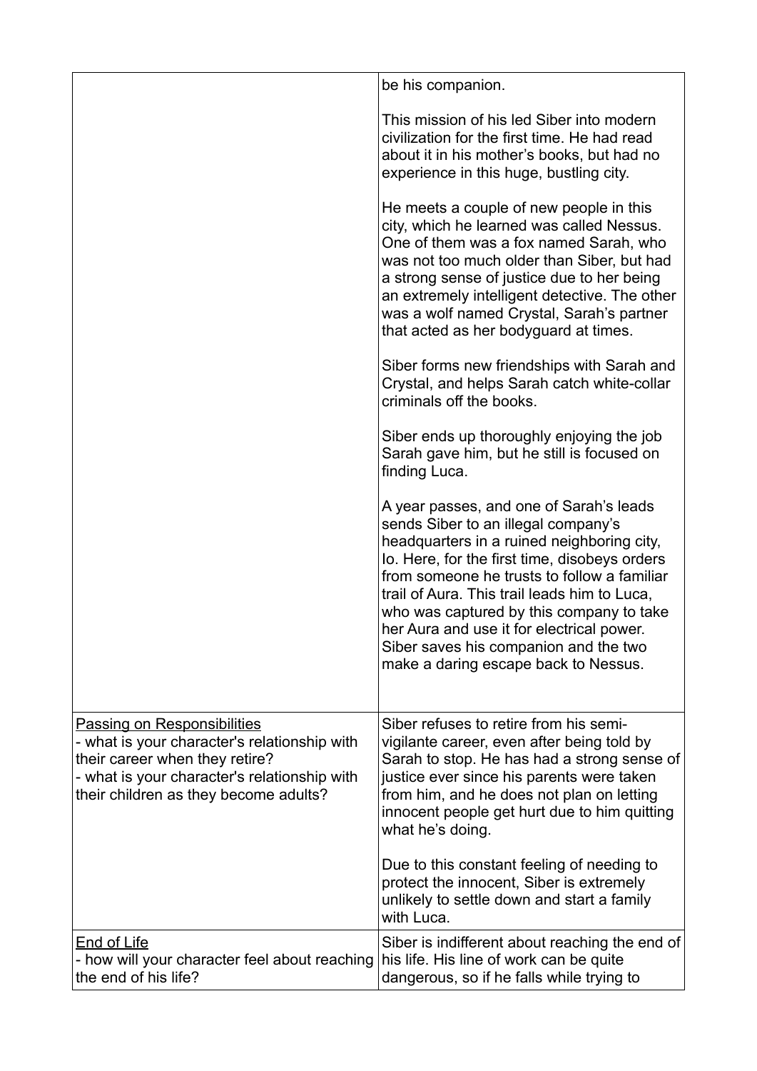| | |
|---|---|
| | be his companion.<br><br>This mission of his led Siber into modern civilization for the first time. He had read about it in his mother's books, but had no experience in this huge, bustling city.<br><br>He meets a couple of new people in this city, which he learned was called Nessus. One of them was a fox named Sarah, who was not too much older than Siber, but had a strong sense of justice due to her being an extremely intelligent detective. The other was a wolf named Crystal, Sarah's partner that acted as her bodyguard at times.<br><br>Siber forms new friendships with Sarah and Crystal, and helps Sarah catch white-collar criminals off the books.<br><br>Siber ends up thoroughly enjoying the job Sarah gave him, but he still is focused on finding Luca.<br><br>A year passes, and one of Sarah's leads sends Siber to an illegal company's headquarters in a ruined neighboring city, Io. Here, for the first time, disobeys orders from someone he trusts to follow a familiar trail of Aura. This trail leads him to Luca, who was captured by this company to take her Aura and use it for electrical power. Siber saves his companion and the two make a daring escape back to Nessus. |
| <u>Passing on Responsibilities</u><br>- what is your character's relationship with their career when they retire?<br>- what is your character's relationship with their children as they become adults? | Siber refuses to retire from his semi-vigilante career, even after being told by Sarah to stop. He has had a strong sense of justice ever since his parents were taken from him, and he does not plan on letting innocent people get hurt due to him quitting what he's doing.<br><br>Due to this constant feeling of needing to protect the innocent, Siber is extremely unlikely to settle down and start a family with Luca. |
| <u>End of Life</u><br>- how will your character feel about reaching the end of his life? | Siber is indifferent about reaching the end of his life. His line of work can be quite dangerous, so if he falls while trying to |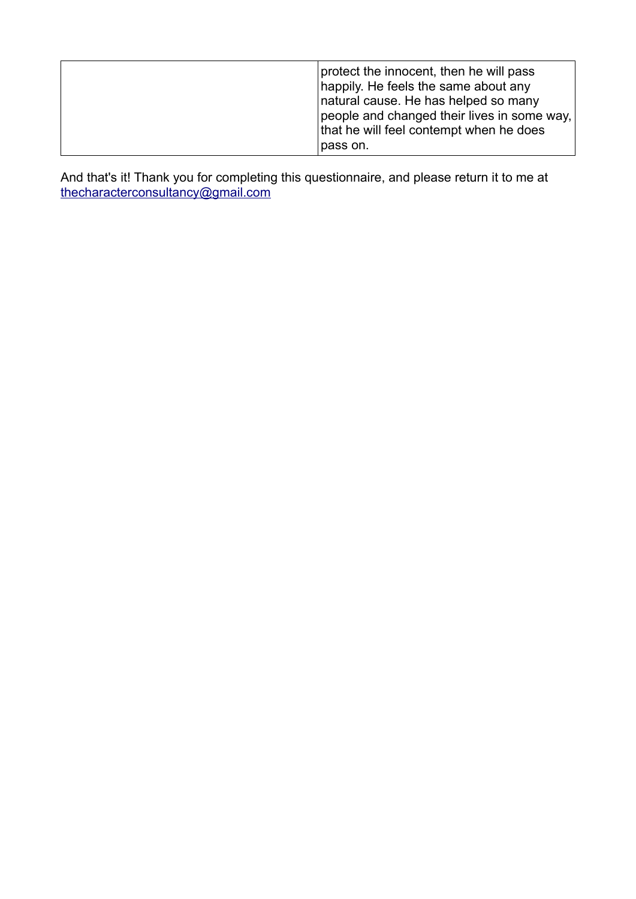| | |
|---|---|
| | protect the innocent, then he will pass happily. He feels the same about any natural cause. He has helped so many people and changed their lives in some way, that he will feel contempt when he does pass on. |

And that's it! Thank you for completing this questionnaire, and please return it to me at thecharacterconsultancy@gmail.com